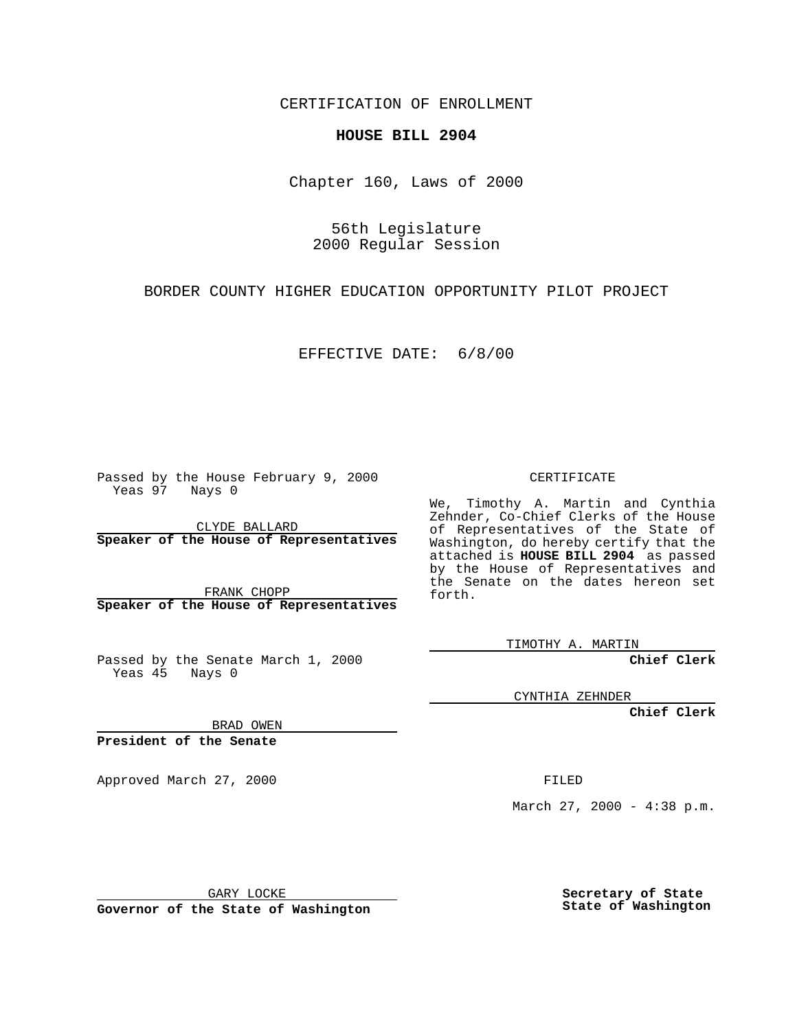CERTIFICATION OF ENROLLMENT

**HOUSE BILL 2904**

Chapter 160, Laws of 2000

56th Legislature
2000 Regular Session

BORDER COUNTY HIGHER EDUCATION OPPORTUNITY PILOT PROJECT

EFFECTIVE DATE: 6/8/00

Passed by the House February 9, 2000
Yeas 97 Nays 0

CLYDE BALLARD
**Speaker of the House of Representatives**

FRANK CHOPP
**Speaker of the House of Representatives**

Passed by the Senate March 1, 2000
Yeas 45 Nays 0

BRAD OWEN
**President of the Senate**

Approved March 27, 2000

GARY LOCKE
**Governor of the State of Washington**

CERTIFICATE

We, Timothy A. Martin and Cynthia Zehnder, Co-Chief Clerks of the House of Representatives of the State of Washington, do hereby certify that the attached is **HOUSE BILL 2904** as passed by the House of Representatives and the Senate on the dates hereon set forth.

TIMOTHY A. MARTIN
**Chief Clerk**

CYNTHIA ZEHNDER
**Chief Clerk**

FILED

March 27, 2000 - 4:38 p.m.

**Secretary of State**
**State of Washington**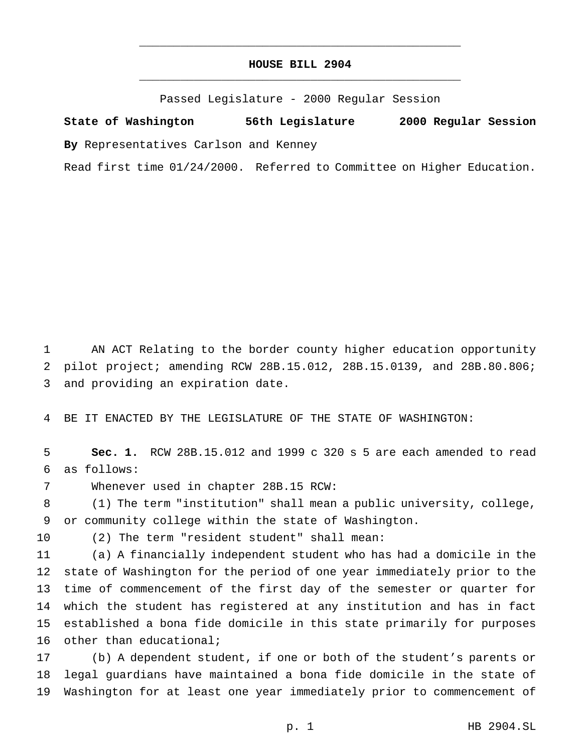# HOUSE BILL 2904

Passed Legislature - 2000 Regular Session

**State of Washington 56th Legislature 2000 Regular Session**

**By** Representatives Carlson and Kenney

Read first time 01/24/2000. Referred to Committee on Higher Education.

AN ACT Relating to the border county higher education opportunity pilot project; amending RCW 28B.15.012, 28B.15.0139, and 28B.80.806; and providing an expiration date.

BE IT ENACTED BY THE LEGISLATURE OF THE STATE OF WASHINGTON:

**Sec. 1.** RCW 28B.15.012 and 1999 c 320 s 5 are each amended to read as follows:

Whenever used in chapter 28B.15 RCW:

(1) The term "institution" shall mean a public university, college, or community college within the state of Washington.

(2) The term "resident student" shall mean:

(a) A financially independent student who has had a domicile in the state of Washington for the period of one year immediately prior to the time of commencement of the first day of the semester or quarter for which the student has registered at any institution and has in fact established a bona fide domicile in this state primarily for purposes other than educational;

(b) A dependent student, if one or both of the student's parents or legal guardians have maintained a bona fide domicile in the state of Washington for at least one year immediately prior to commencement of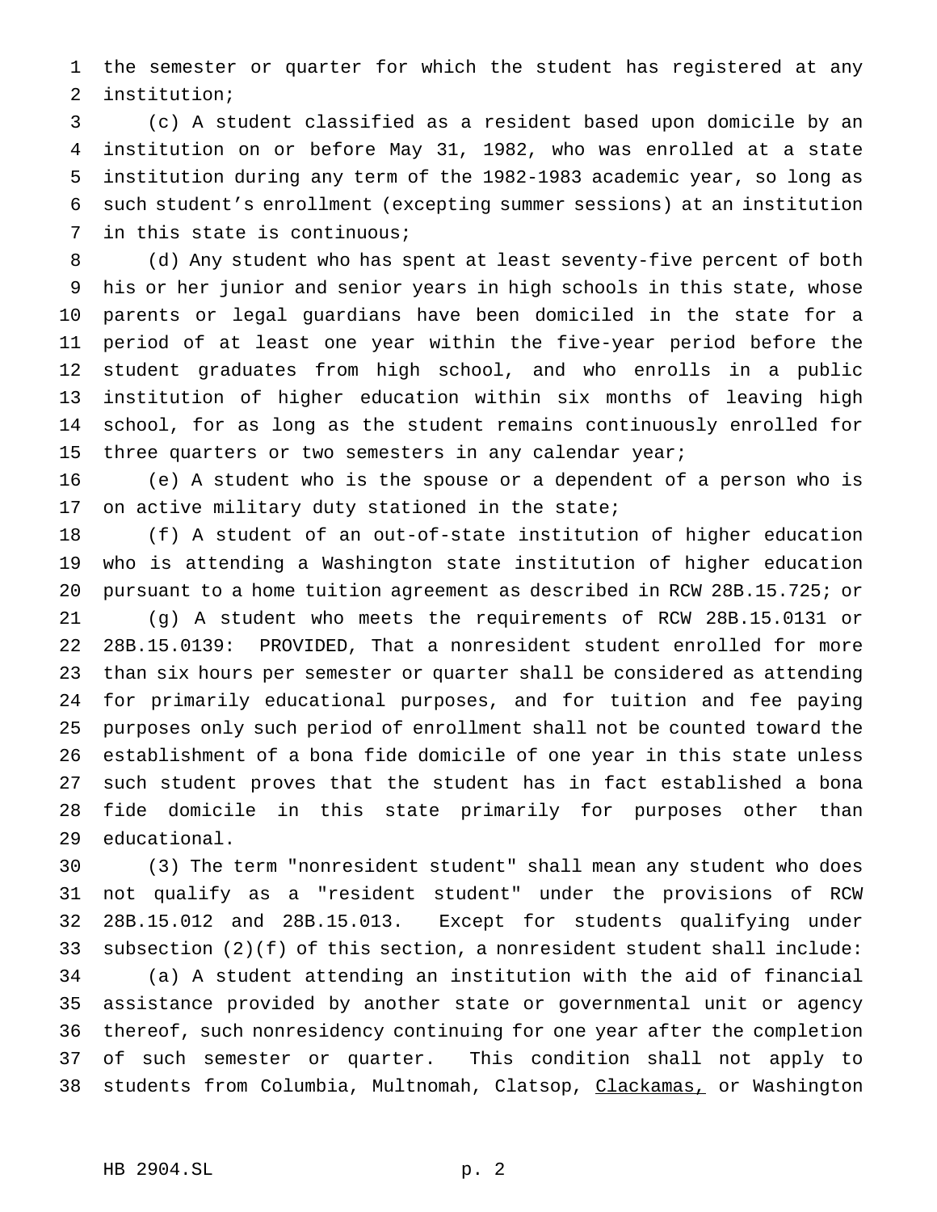the semester or quarter for which the student has registered at any institution;

(c) A student classified as a resident based upon domicile by an institution on or before May 31, 1982, who was enrolled at a state institution during any term of the 1982-1983 academic year, so long as such student's enrollment (excepting summer sessions) at an institution in this state is continuous;

(d) Any student who has spent at least seventy-five percent of both his or her junior and senior years in high schools in this state, whose parents or legal guardians have been domiciled in the state for a period of at least one year within the five-year period before the student graduates from high school, and who enrolls in a public institution of higher education within six months of leaving high school, for as long as the student remains continuously enrolled for three quarters or two semesters in any calendar year;

(e) A student who is the spouse or a dependent of a person who is on active military duty stationed in the state;

(f) A student of an out-of-state institution of higher education who is attending a Washington state institution of higher education pursuant to a home tuition agreement as described in RCW 28B.15.725; or

(g) A student who meets the requirements of RCW 28B.15.0131 or 28B.15.0139: PROVIDED, That a nonresident student enrolled for more than six hours per semester or quarter shall be considered as attending for primarily educational purposes, and for tuition and fee paying purposes only such period of enrollment shall not be counted toward the establishment of a bona fide domicile of one year in this state unless such student proves that the student has in fact established a bona fide domicile in this state primarily for purposes other than educational.

(3) The term "nonresident student" shall mean any student who does not qualify as a "resident student" under the provisions of RCW 28B.15.012 and 28B.15.013. Except for students qualifying under subsection (2)(f) of this section, a nonresident student shall include:

(a) A student attending an institution with the aid of financial assistance provided by another state or governmental unit or agency thereof, such nonresidency continuing for one year after the completion of such semester or quarter. This condition shall not apply to students from Columbia, Multnomah, Clatsop, <u>Clackamas,</u> or Washington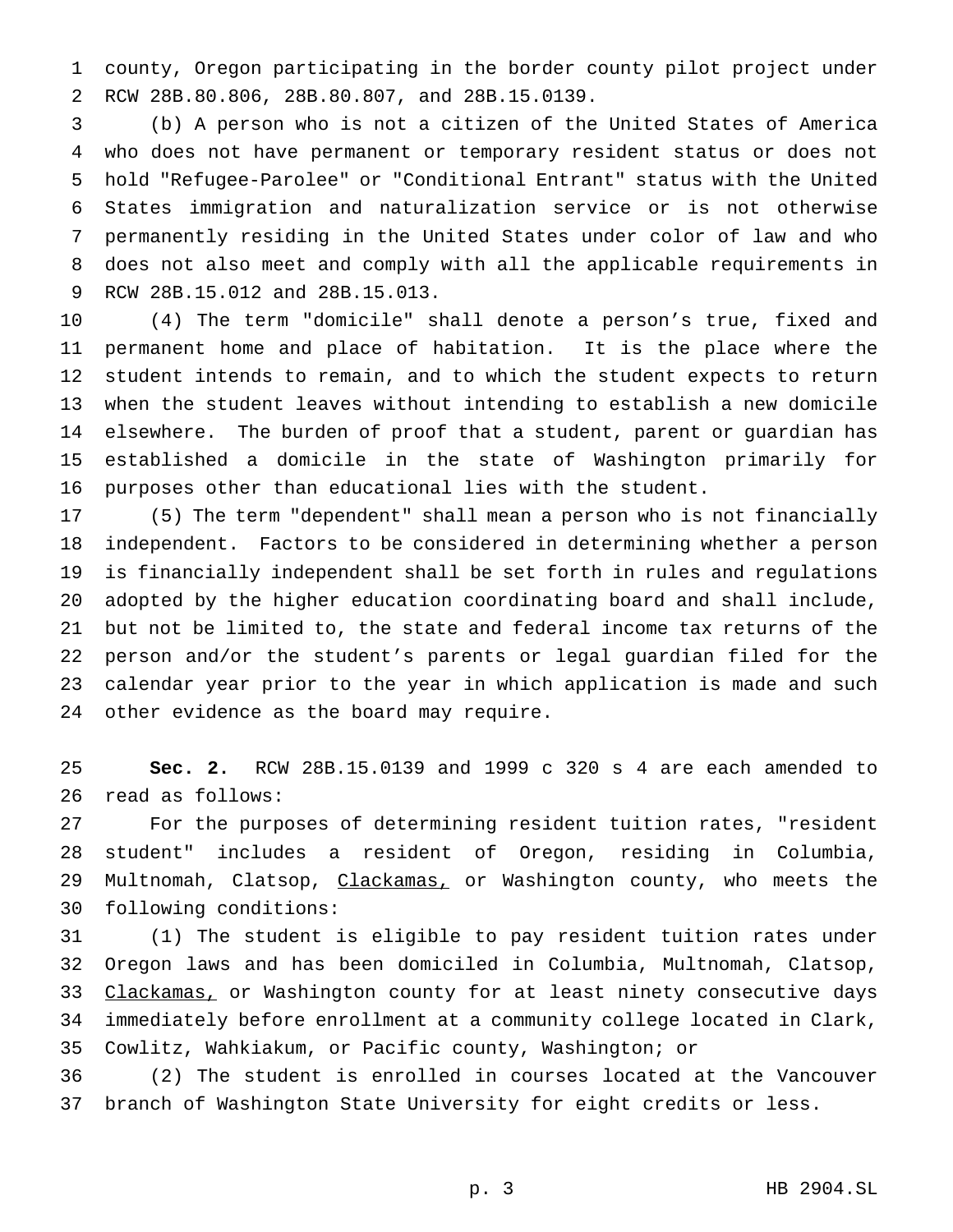county, Oregon participating in the border county pilot project under RCW 28B.80.806, 28B.80.807, and 28B.15.0139.

(b) A person who is not a citizen of the United States of America who does not have permanent or temporary resident status or does not hold "Refugee-Parolee" or "Conditional Entrant" status with the United States immigration and naturalization service or is not otherwise permanently residing in the United States under color of law and who does not also meet and comply with all the applicable requirements in RCW 28B.15.012 and 28B.15.013.

(4) The term "domicile" shall denote a person's true, fixed and permanent home and place of habitation. It is the place where the student intends to remain, and to which the student expects to return when the student leaves without intending to establish a new domicile elsewhere. The burden of proof that a student, parent or guardian has established a domicile in the state of Washington primarily for purposes other than educational lies with the student.

(5) The term "dependent" shall mean a person who is not financially independent. Factors to be considered in determining whether a person is financially independent shall be set forth in rules and regulations adopted by the higher education coordinating board and shall include, but not be limited to, the state and federal income tax returns of the person and/or the student's parents or legal guardian filed for the calendar year prior to the year in which application is made and such other evidence as the board may require.

**Sec. 2.** RCW 28B.15.0139 and 1999 c 320 s 4 are each amended to read as follows:

For the purposes of determining resident tuition rates, "resident student" includes a resident of Oregon, residing in Columbia, Multnomah, Clatsop, <u>Clackamas,</u> or Washington county, who meets the following conditions:

(1) The student is eligible to pay resident tuition rates under Oregon laws and has been domiciled in Columbia, Multnomah, Clatsop, <u>Clackamas,</u> or Washington county for at least ninety consecutive days immediately before enrollment at a community college located in Clark, Cowlitz, Wahkiakum, or Pacific county, Washington; or

(2) The student is enrolled in courses located at the Vancouver branch of Washington State University for eight credits or less.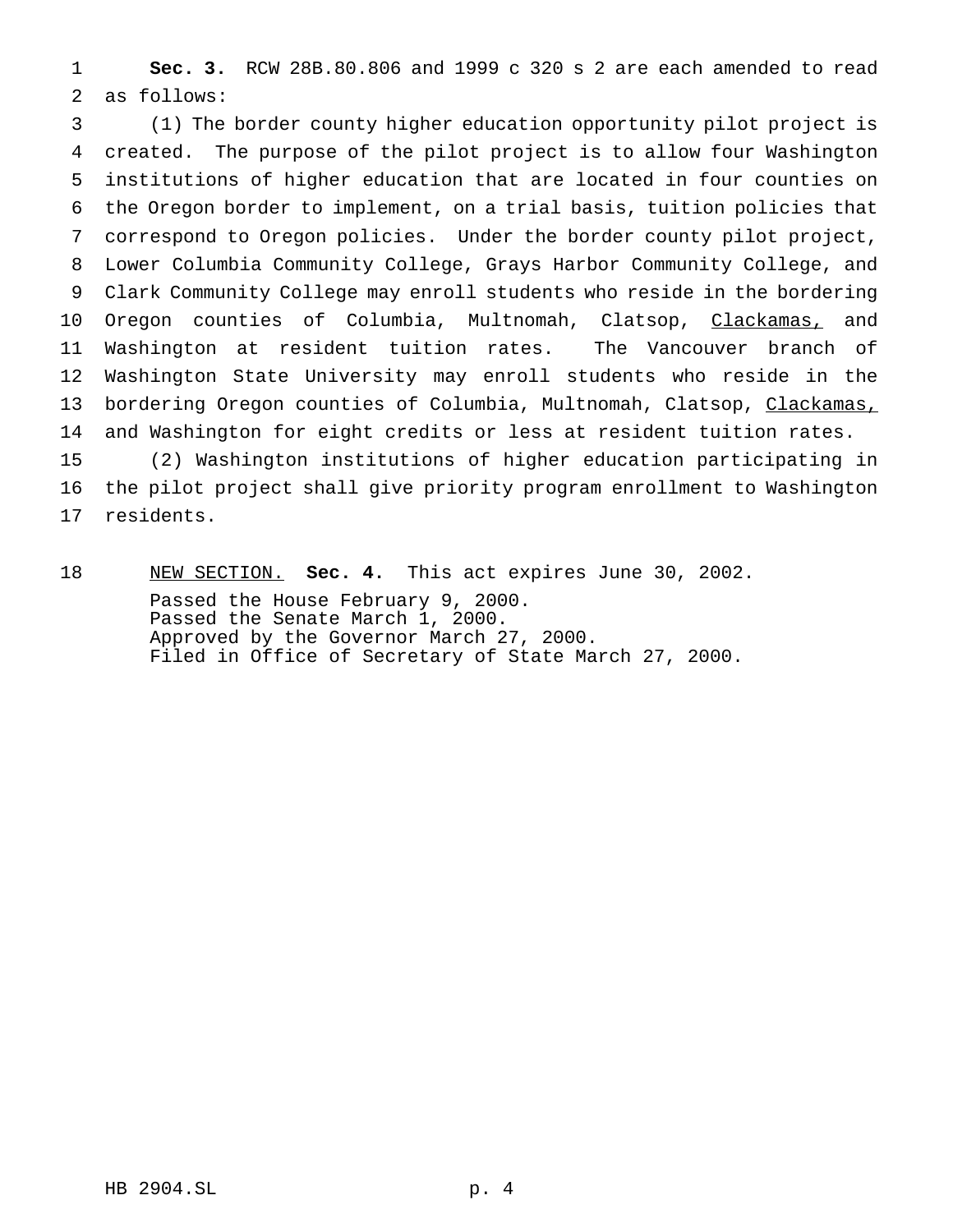**Sec. 3.** RCW 28B.80.806 and 1999 c 320 s 2 are each amended to read as follows:

(1) The border county higher education opportunity pilot project is created. The purpose of the pilot project is to allow four Washington institutions of higher education that are located in four counties on the Oregon border to implement, on a trial basis, tuition policies that correspond to Oregon policies. Under the border county pilot project, Lower Columbia Community College, Grays Harbor Community College, and Clark Community College may enroll students who reside in the bordering Oregon counties of Columbia, Multnomah, Clatsop, <u>Clackamas,</u> and Washington at resident tuition rates. The Vancouver branch of Washington State University may enroll students who reside in the bordering Oregon counties of Columbia, Multnomah, Clatsop, <u>Clackamas,</u> and Washington for eight credits or less at resident tuition rates.

(2) Washington institutions of higher education participating in the pilot project shall give priority program enrollment to Washington residents.

<u>NEW SECTION.</u> **Sec. 4.** This act expires June 30, 2002.

Passed the House February 9, 2000.
Passed the Senate March 1, 2000.
Approved by the Governor March 27, 2000.
Filed in Office of Secretary of State March 27, 2000.